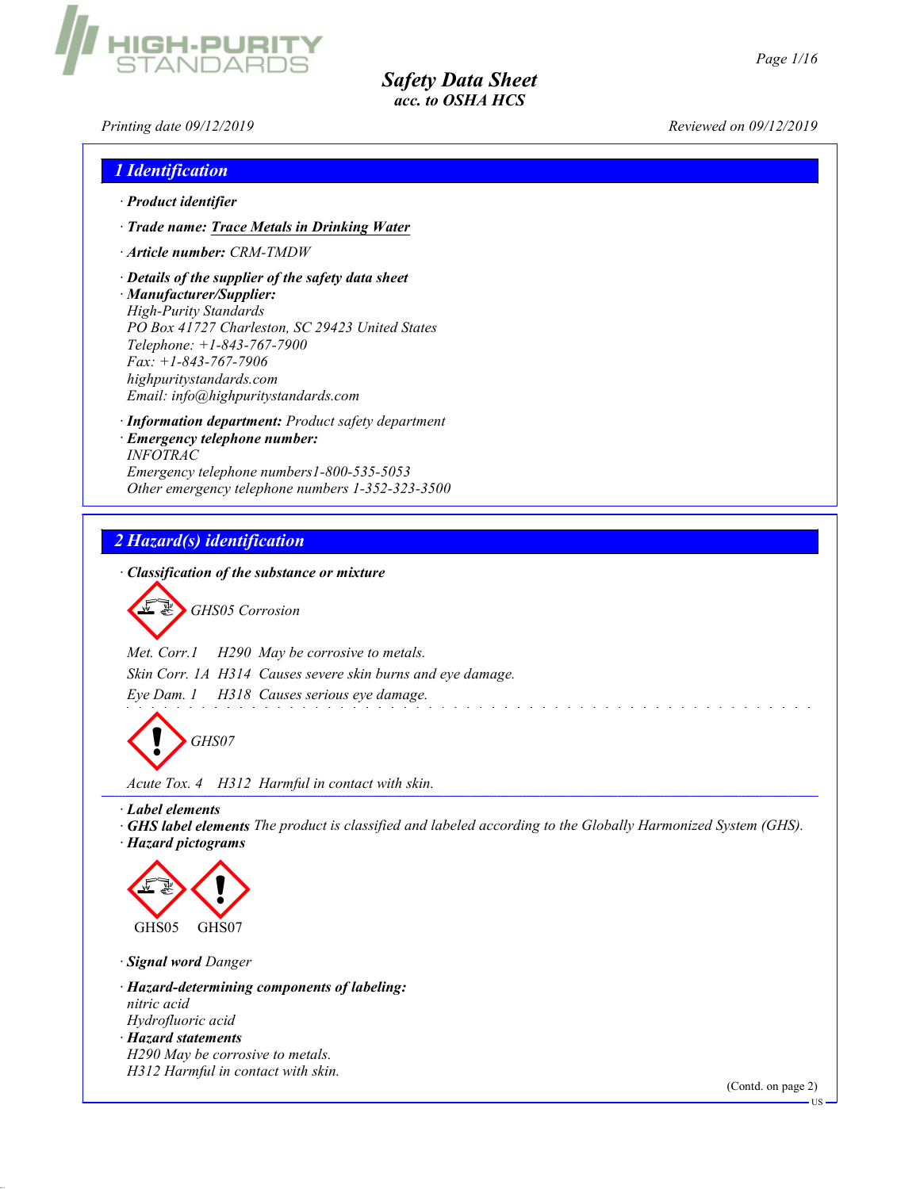# Safety Data Sheet
*acc. to OSHA HCS*

Printing date 09/12/2019 | Reviewed on 09/12/2019

## 1 Identification

- **Product identifier**
- **Trade name:** Trace Metals in Drinking Water
- **Article number:** CRM-TMDW
- **Details of the supplier of the safety data sheet**
- **Manufacturer/Supplier:**
  High-Purity Standards
  PO Box 41727 Charleston, SC 29423 United States
  Telephone: +1-843-767-7900
  Fax: +1-843-767-7906
  highpuritystandards.com
  Email: info@highpuritystandards.com
- **Information department:** Product safety department
- **Emergency telephone number:**
  INFOTRAC
  Emergency telephone numbers1-800-535-5053
  Other emergency telephone numbers 1-352-323-3500

## 2 Hazard(s) identification

- **Classification of the substance or mixture**

GHS05 Corrosion

Met. Corr.1 H290 May be corrosive to metals.
Skin Corr. 1A H314 Causes severe skin burns and eye damage.
Eye Dam. 1 H318 Causes serious eye damage.

GHS07

Acute Tox. 4 H312 Harmful in contact with skin.

- **Label elements**
- **GHS label elements** The product is classified and labeled according to the Globally Harmonized System (GHS).
- **Hazard pictograms**

GHS05 GHS07

- **Signal word** Danger
- **Hazard-determining components of labeling:**
  nitric acid
  Hydrofluoric acid
- **Hazard statements**
  H290 May be corrosive to metals.
  H312 Harmful in contact with skin.

(Contd. on page 2)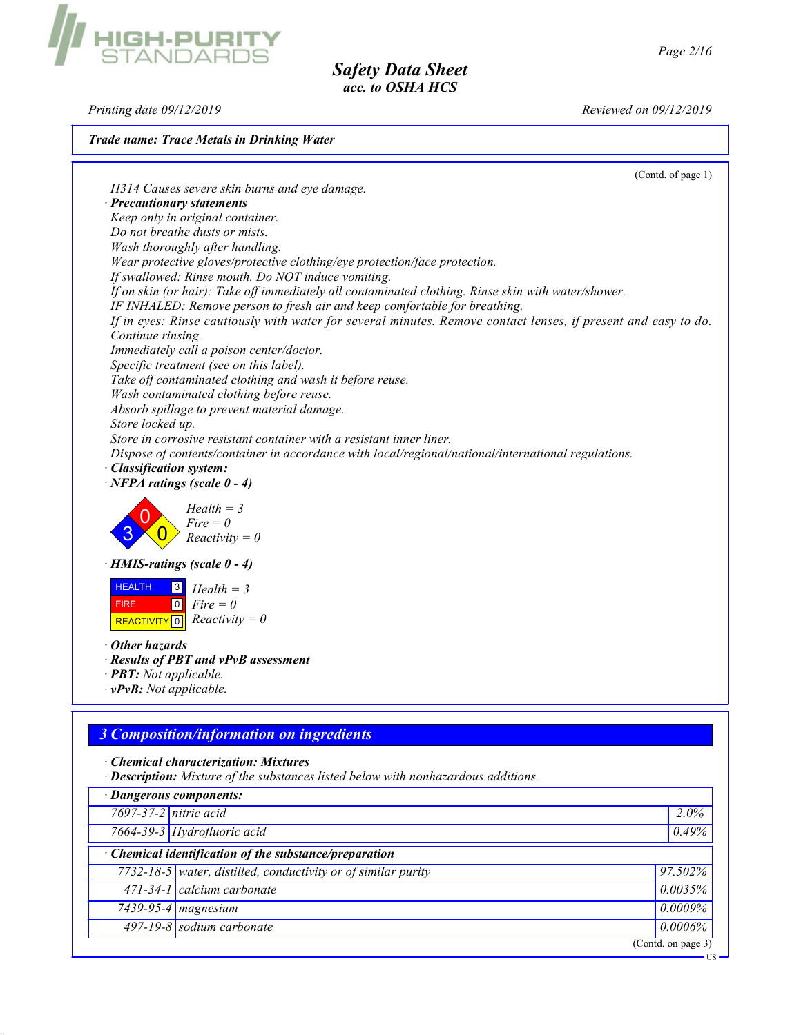**Trade name: Trace Metals in Drinking Water**

(Contd. of page 1)

H314 Causes severe skin burns and eye damage.

· **Precautionary statements**

Keep only in original container.
Do not breathe dusts or mists.
Wash thoroughly after handling.
Wear protective gloves/protective clothing/eye protection/face protection.
If swallowed: Rinse mouth. Do NOT induce vomiting.
If on skin (or hair): Take off immediately all contaminated clothing. Rinse skin with water/shower.
IF INHALED: Remove person to fresh air and keep comfortable for breathing.
If in eyes: Rinse cautiously with water for several minutes. Remove contact lenses, if present and easy to do. Continue rinsing.
Immediately call a poison center/doctor.
Specific treatment (see on this label).
Take off contaminated clothing and wash it before reuse.
Wash contaminated clothing before reuse.
Absorb spillage to prevent material damage.
Store locked up.
Store in corrosive resistant container with a resistant inner liner.
Dispose of contents/container in accordance with local/regional/national/international regulations.

· **Classification system:**

· **NFPA ratings (scale 0 - 4)**

Health = 3
Fire = 0
Reactivity = 0

· **HMIS-ratings (scale 0 - 4)**

| HEALTH | 3 |
|---|---|
| FIRE | 0 |
| REACTIVITY | 0 |

Health = 3
Fire = 0
Reactivity = 0

· **Other hazards**

· **Results of PBT and vPvB assessment**

· **PBT:** Not applicable.

· **vPvB:** Not applicable.

## 3 Composition/information on ingredients

· **Chemical characterization: Mixtures**

· **Description:** Mixture of the substances listed below with nonhazardous additions.

· **Dangerous components:**

| | | |
|---|---|---|
| 7697-37-2 | nitric acid | 2.0% |
| 7664-39-3 | Hydrofluoric acid | 0.49% |

· **Chemical identification of the substance/preparation**

| | | |
|---|---|---|
| 7732-18-5 | water, distilled, conductivity or of similar purity | 97.502% |
| 471-34-1 | calcium carbonate | 0.0035% |
| 7439-95-4 | magnesium | 0.0009% |
| 497-19-8 | sodium carbonate | 0.0006% |

(Contd. on page 3)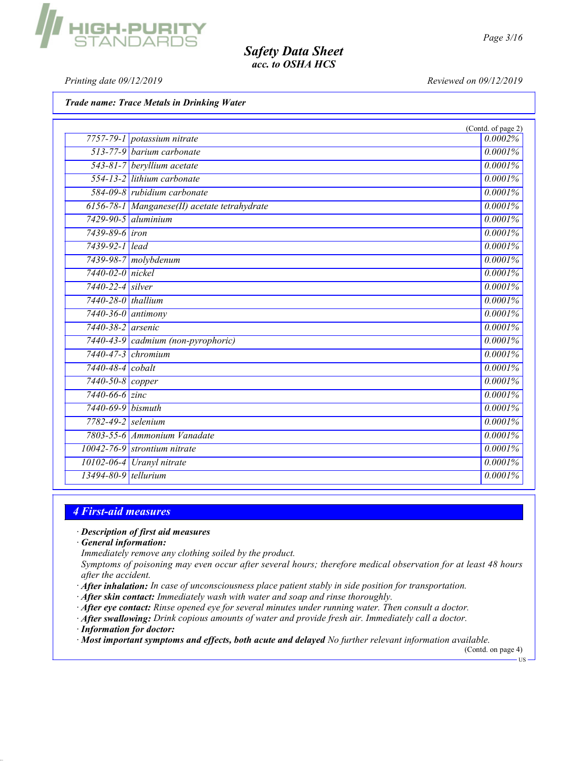**Trade name: Trace Metals in Drinking Water**

(Contd. of page 2)

| | | |
|---|---|---|
| 7757-79-1 | potassium nitrate | 0.0002% |
| 513-77-9 | barium carbonate | 0.0001% |
| 543-81-7 | beryllium acetate | 0.0001% |
| 554-13-2 | lithium carbonate | 0.0001% |
| 584-09-8 | rubidium carbonate | 0.0001% |
| 6156-78-1 | Manganese(II) acetate tetrahydrate | 0.0001% |
| 7429-90-5 | aluminium | 0.0001% |
| 7439-89-6 | iron | 0.0001% |
| 7439-92-1 | lead | 0.0001% |
| 7439-98-7 | molybdenum | 0.0001% |
| 7440-02-0 | nickel | 0.0001% |
| 7440-22-4 | silver | 0.0001% |
| 7440-28-0 | thallium | 0.0001% |
| 7440-36-0 | antimony | 0.0001% |
| 7440-38-2 | arsenic | 0.0001% |
| 7440-43-9 | cadmium (non-pyrophoric) | 0.0001% |
| 7440-47-3 | chromium | 0.0001% |
| 7440-48-4 | cobalt | 0.0001% |
| 7440-50-8 | copper | 0.0001% |
| 7440-66-6 | zinc | 0.0001% |
| 7440-69-9 | bismuth | 0.0001% |
| 7782-49-2 | selenium | 0.0001% |
| 7803-55-6 | Ammonium Vanadate | 0.0001% |
| 10042-76-9 | strontium nitrate | 0.0001% |
| 10102-06-4 | Uranyl nitrate | 0.0001% |
| 13494-80-9 | tellurium | 0.0001% |

## 4 First-aid measures

· **Description of first aid measures**
· **General information:**
Immediately remove any clothing soiled by the product.
Symptoms of poisoning may even occur after several hours; therefore medical observation for at least 48 hours after the accident.
· **After inhalation:** In case of unconsciousness place patient stably in side position for transportation.
· **After skin contact:** Immediately wash with water and soap and rinse thoroughly.
· **After eye contact:** Rinse opened eye for several minutes under running water. Then consult a doctor.
· **After swallowing:** Drink copious amounts of water and provide fresh air. Immediately call a doctor.
· **Information for doctor:**
· **Most important symptoms and effects, both acute and delayed** No further relevant information available.

(Contd. on page 4)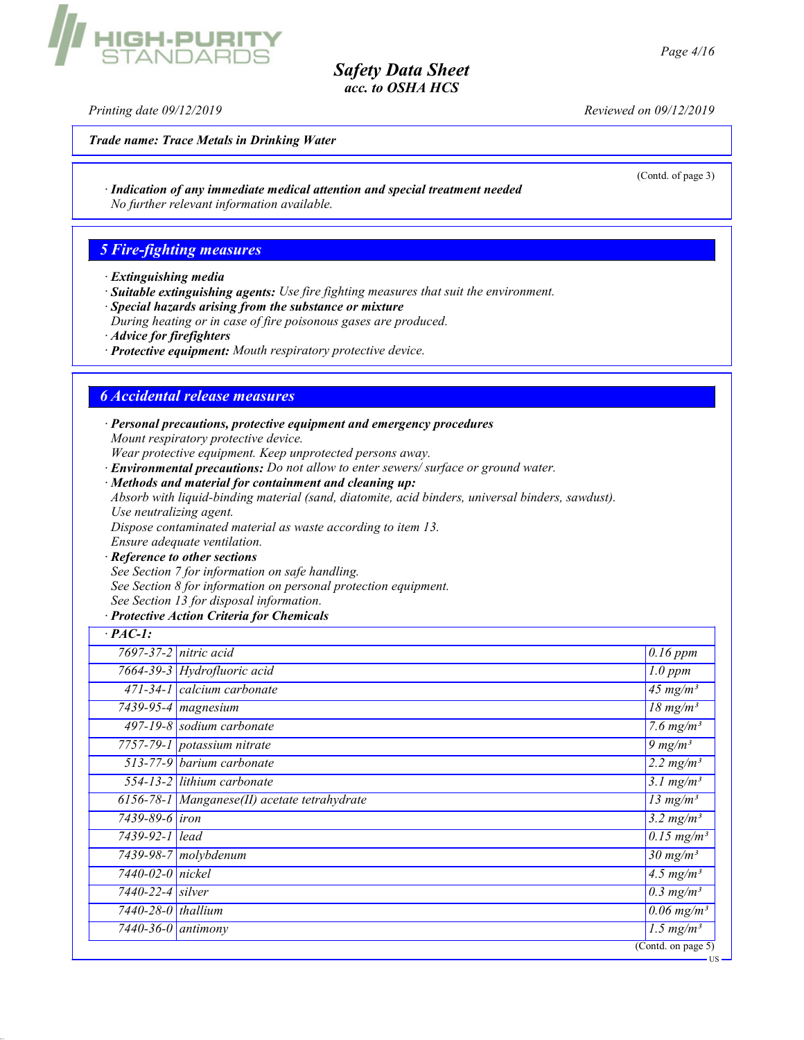**Trade name: Trace Metals in Drinking Water**

(Contd. of page 3)

· ***Indication of any immediate medical attention and special treatment needed***
*No further relevant information available.*

## 5 Fire-fighting measures

· ***Extinguishing media***
· ***Suitable extinguishing agents:*** *Use fire fighting measures that suit the environment.*
· ***Special hazards arising from the substance or mixture***
*During heating or in case of fire poisonous gases are produced.*
· ***Advice for firefighters***
· ***Protective equipment:*** *Mouth respiratory protective device.*

## 6 Accidental release measures

· ***Personal precautions, protective equipment and emergency procedures***
*Mount respiratory protective device.*
*Wear protective equipment. Keep unprotected persons away.*
· ***Environmental precautions:*** *Do not allow to enter sewers/ surface or ground water.*
· ***Methods and material for containment and cleaning up:***
*Absorb with liquid-binding material (sand, diatomite, acid binders, universal binders, sawdust).*
*Use neutralizing agent.*
*Dispose contaminated material as waste according to item 13.*
*Ensure adequate ventilation.*
· ***Reference to other sections***
*See Section 7 for information on safe handling.*
*See Section 8 for information on personal protection equipment.*
*See Section 13 for disposal information.*
· ***Protective Action Criteria for Chemicals***

| · PAC-1: | | |
|---|---|---|
| 7697-37-2 | nitric acid | 0.16 ppm |
| 7664-39-3 | Hydrofluoric acid | 1.0 ppm |
| 471-34-1 | calcium carbonate | 45 mg/m³ |
| 7439-95-4 | magnesium | 18 mg/m³ |
| 497-19-8 | sodium carbonate | 7.6 mg/m³ |
| 7757-79-1 | potassium nitrate | 9 mg/m³ |
| 513-77-9 | barium carbonate | 2.2 mg/m³ |
| 554-13-2 | lithium carbonate | 3.1 mg/m³ |
| 6156-78-1 | Manganese(II) acetate tetrahydrate | 13 mg/m³ |
| 7439-89-6 | iron | 3.2 mg/m³ |
| 7439-92-1 | lead | 0.15 mg/m³ |
| 7439-98-7 | molybdenum | 30 mg/m³ |
| 7440-02-0 | nickel | 4.5 mg/m³ |
| 7440-22-4 | silver | 0.3 mg/m³ |
| 7440-28-0 | thallium | 0.06 mg/m³ |
| 7440-36-0 | antimony | 1.5 mg/m³ |

(Contd. on page 5)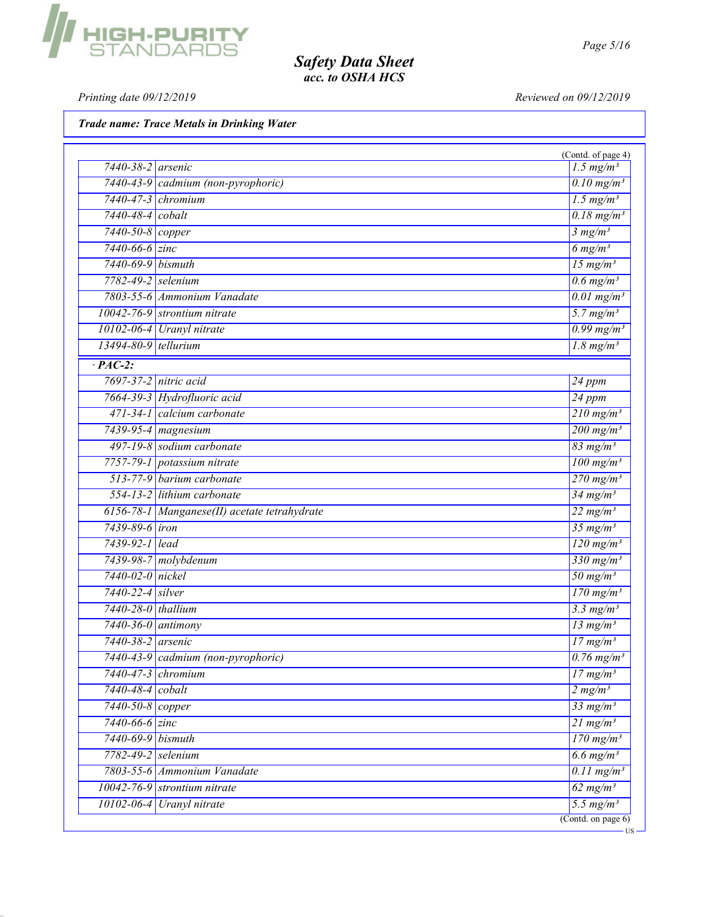**Trade name: Trace Metals in Drinking Water**

(Contd. of page 4)

| | | |
|---|---|---|
| 7440-38-2 | arsenic | 1.5 mg/m³ |
| 7440-43-9 | cadmium (non-pyrophoric) | 0.10 mg/m³ |
| 7440-47-3 | chromium | 1.5 mg/m³ |
| 7440-48-4 | cobalt | 0.18 mg/m³ |
| 7440-50-8 | copper | 3 mg/m³ |
| 7440-66-6 | zinc | 6 mg/m³ |
| 7440-69-9 | bismuth | 15 mg/m³ |
| 7782-49-2 | selenium | 0.6 mg/m³ |
| 7803-55-6 | Ammonium Vanadate | 0.01 mg/m³ |
| 10042-76-9 | strontium nitrate | 5.7 mg/m³ |
| 10102-06-4 | Uranyl nitrate | 0.99 mg/m³ |
| 13494-80-9 | tellurium | 1.8 mg/m³ |
| **· PAC-2:** | | |
| 7697-37-2 | nitric acid | 24 ppm |
| 7664-39-3 | Hydrofluoric acid | 24 ppm |
| 471-34-1 | calcium carbonate | 210 mg/m³ |
| 7439-95-4 | magnesium | 200 mg/m³ |
| 497-19-8 | sodium carbonate | 83 mg/m³ |
| 7757-79-1 | potassium nitrate | 100 mg/m³ |
| 513-77-9 | barium carbonate | 270 mg/m³ |
| 554-13-2 | lithium carbonate | 34 mg/m³ |
| 6156-78-1 | Manganese(II) acetate tetrahydrate | 22 mg/m³ |
| 7439-89-6 | iron | 35 mg/m³ |
| 7439-92-1 | lead | 120 mg/m³ |
| 7439-98-7 | molybdenum | 330 mg/m³ |
| 7440-02-0 | nickel | 50 mg/m³ |
| 7440-22-4 | silver | 170 mg/m³ |
| 7440-28-0 | thallium | 3.3 mg/m³ |
| 7440-36-0 | antimony | 13 mg/m³ |
| 7440-38-2 | arsenic | 17 mg/m³ |
| 7440-43-9 | cadmium (non-pyrophoric) | 0.76 mg/m³ |
| 7440-47-3 | chromium | 17 mg/m³ |
| 7440-48-4 | cobalt | 2 mg/m³ |
| 7440-50-8 | copper | 33 mg/m³ |
| 7440-66-6 | zinc | 21 mg/m³ |
| 7440-69-9 | bismuth | 170 mg/m³ |
| 7782-49-2 | selenium | 6.6 mg/m³ |
| 7803-55-6 | Ammonium Vanadate | 0.11 mg/m³ |
| 10042-76-9 | strontium nitrate | 62 mg/m³ |
| 10102-06-4 | Uranyl nitrate | 5.5 mg/m³ |

(Contd. on page 6)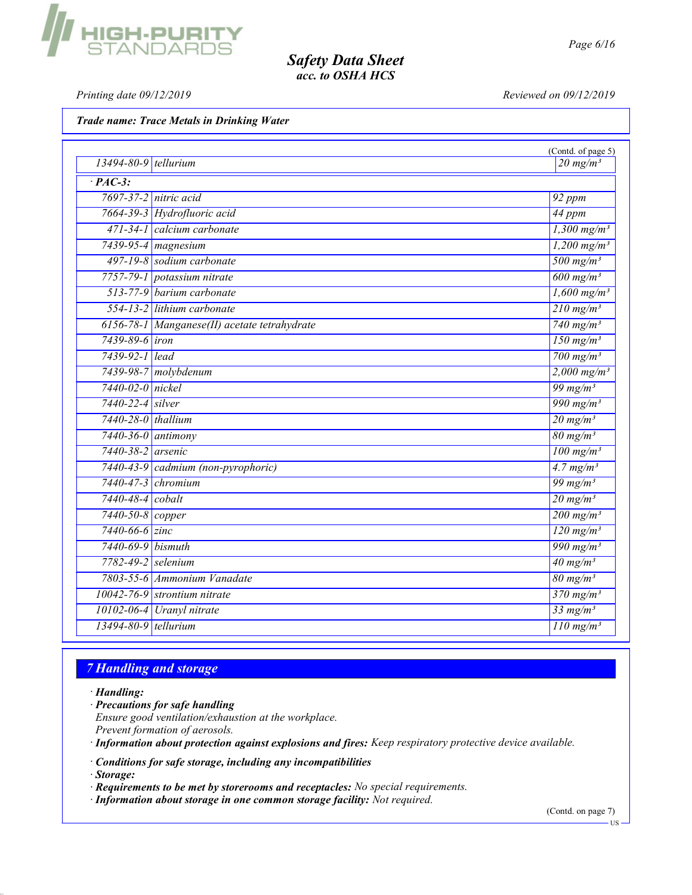**Trade name: Trace Metals in Drinking Water**

(Contd. of page 5)

| | | |
|---|---|---|
| 13494-80-9 | tellurium | 20 mg/m³ |
| **· PAC-3:** | | |
| 7697-37-2 | nitric acid | 92 ppm |
| 7664-39-3 | Hydrofluoric acid | 44 ppm |
| 471-34-1 | calcium carbonate | 1,300 mg/m³ |
| 7439-95-4 | magnesium | 1,200 mg/m³ |
| 497-19-8 | sodium carbonate | 500 mg/m³ |
| 7757-79-1 | potassium nitrate | 600 mg/m³ |
| 513-77-9 | barium carbonate | 1,600 mg/m³ |
| 554-13-2 | lithium carbonate | 210 mg/m³ |
| 6156-78-1 | Manganese(II) acetate tetrahydrate | 740 mg/m³ |
| 7439-89-6 | iron | 150 mg/m³ |
| 7439-92-1 | lead | 700 mg/m³ |
| 7439-98-7 | molybdenum | 2,000 mg/m³ |
| 7440-02-0 | nickel | 99 mg/m³ |
| 7440-22-4 | silver | 990 mg/m³ |
| 7440-28-0 | thallium | 20 mg/m³ |
| 7440-36-0 | antimony | 80 mg/m³ |
| 7440-38-2 | arsenic | 100 mg/m³ |
| 7440-43-9 | cadmium (non-pyrophoric) | 4.7 mg/m³ |
| 7440-47-3 | chromium | 99 mg/m³ |
| 7440-48-4 | cobalt | 20 mg/m³ |
| 7440-50-8 | copper | 200 mg/m³ |
| 7440-66-6 | zinc | 120 mg/m³ |
| 7440-69-9 | bismuth | 990 mg/m³ |
| 7782-49-2 | selenium | 40 mg/m³ |
| 7803-55-6 | Ammonium Vanadate | 80 mg/m³ |
| 10042-76-9 | strontium nitrate | 370 mg/m³ |
| 10102-06-4 | Uranyl nitrate | 33 mg/m³ |
| 13494-80-9 | tellurium | 110 mg/m³ |

## 7 Handling and storage

· **Handling:**

· **Precautions for safe handling**
Ensure good ventilation/exhaustion at the workplace.
Prevent formation of aerosols.

· **Information about protection against explosions and fires:** Keep respiratory protective device available.

· **Conditions for safe storage, including any incompatibilities**

· **Storage:**

· **Requirements to be met by storerooms and receptacles:** No special requirements.

· **Information about storage in one common storage facility:** Not required.

(Contd. on page 7)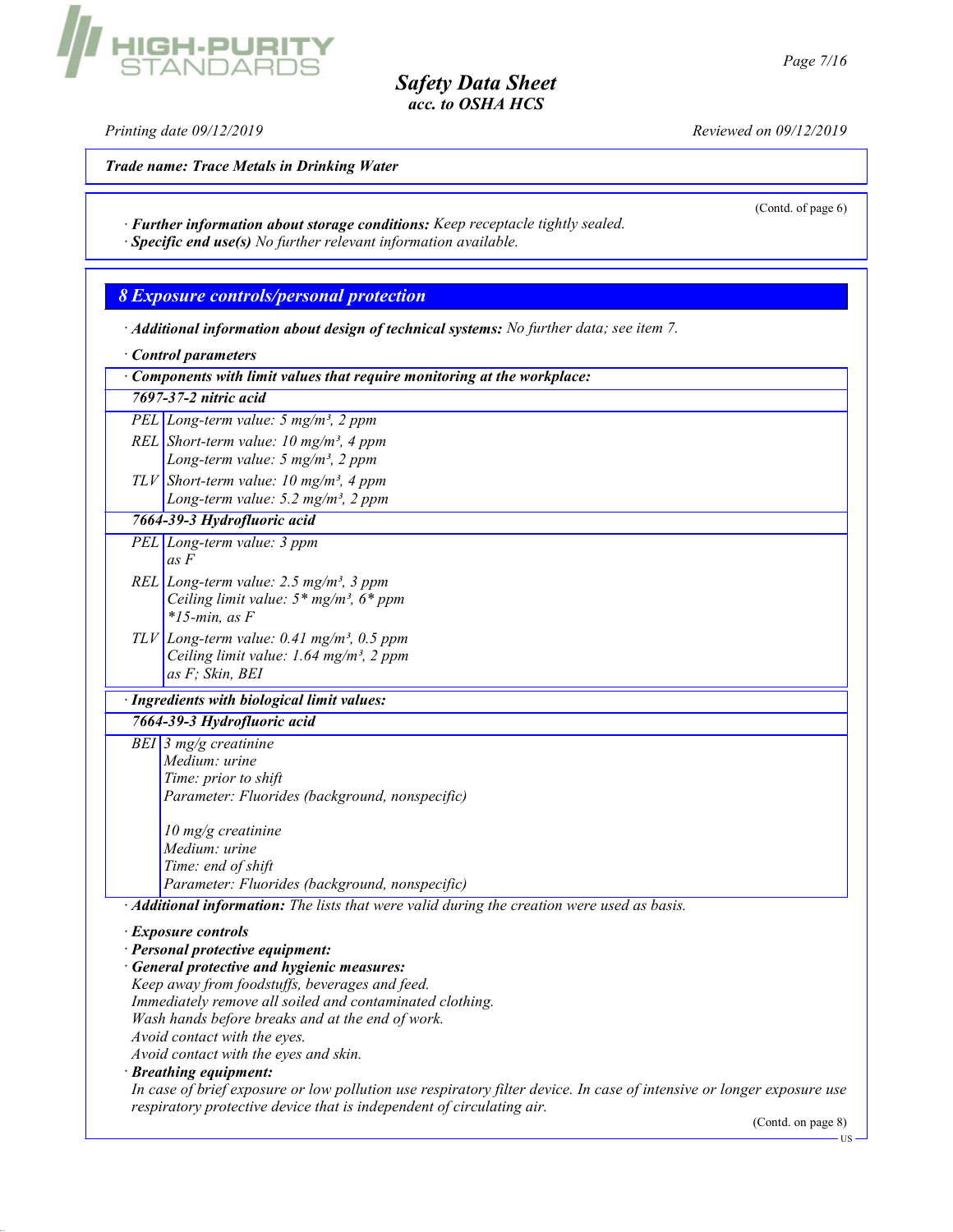**Trade name: Trace Metals in Drinking Water**

(Contd. of page 6)

· **Further information about storage conditions:** Keep receptacle tightly sealed.
· **Specific end use(s)** No further relevant information available.

## 8 Exposure controls/personal protection

· **Additional information about design of technical systems:** No further data; see item 7.

· **Control parameters**

| · Components with limit values that require monitoring at the workplace: | |
|---|---|
| **7697-37-2 nitric acid** | |
| PEL | Long-term value: 5 mg/m³, 2 ppm |
| REL | Short-term value: 10 mg/m³, 4 ppm<br>Long-term value: 5 mg/m³, 2 ppm |
| TLV | Short-term value: 10 mg/m³, 4 ppm<br>Long-term value: 5.2 mg/m³, 2 ppm |
| **7664-39-3 Hydrofluoric acid** | |
| PEL | Long-term value: 3 ppm<br>as F |
| REL | Long-term value: 2.5 mg/m³, 3 ppm<br>Ceiling limit value: 5* mg/m³, 6* ppm<br>*15-min, as F |
| TLV | Long-term value: 0.41 mg/m³, 0.5 ppm<br>Ceiling limit value: 1.64 mg/m³, 2 ppm<br>as F; Skin, BEI |

| · Ingredients with biological limit values: | |
|---|---|
| **7664-39-3 Hydrofluoric acid** | |
| BEI | 3 mg/g creatinine<br>Medium: urine<br>Time: prior to shift<br>Parameter: Fluorides (background, nonspecific)<br><br>10 mg/g creatinine<br>Medium: urine<br>Time: end of shift<br>Parameter: Fluorides (background, nonspecific) |

· **Additional information:** The lists that were valid during the creation were used as basis.

· **Exposure controls**
· **Personal protective equipment:**
· **General protective and hygienic measures:**
Keep away from foodstuffs, beverages and feed.
Immediately remove all soiled and contaminated clothing.
Wash hands before breaks and at the end of work.
Avoid contact with the eyes.
Avoid contact with the eyes and skin.
· **Breathing equipment:**
In case of brief exposure or low pollution use respiratory filter device. In case of intensive or longer exposure use respiratory protective device that is independent of circulating air.

(Contd. on page 8)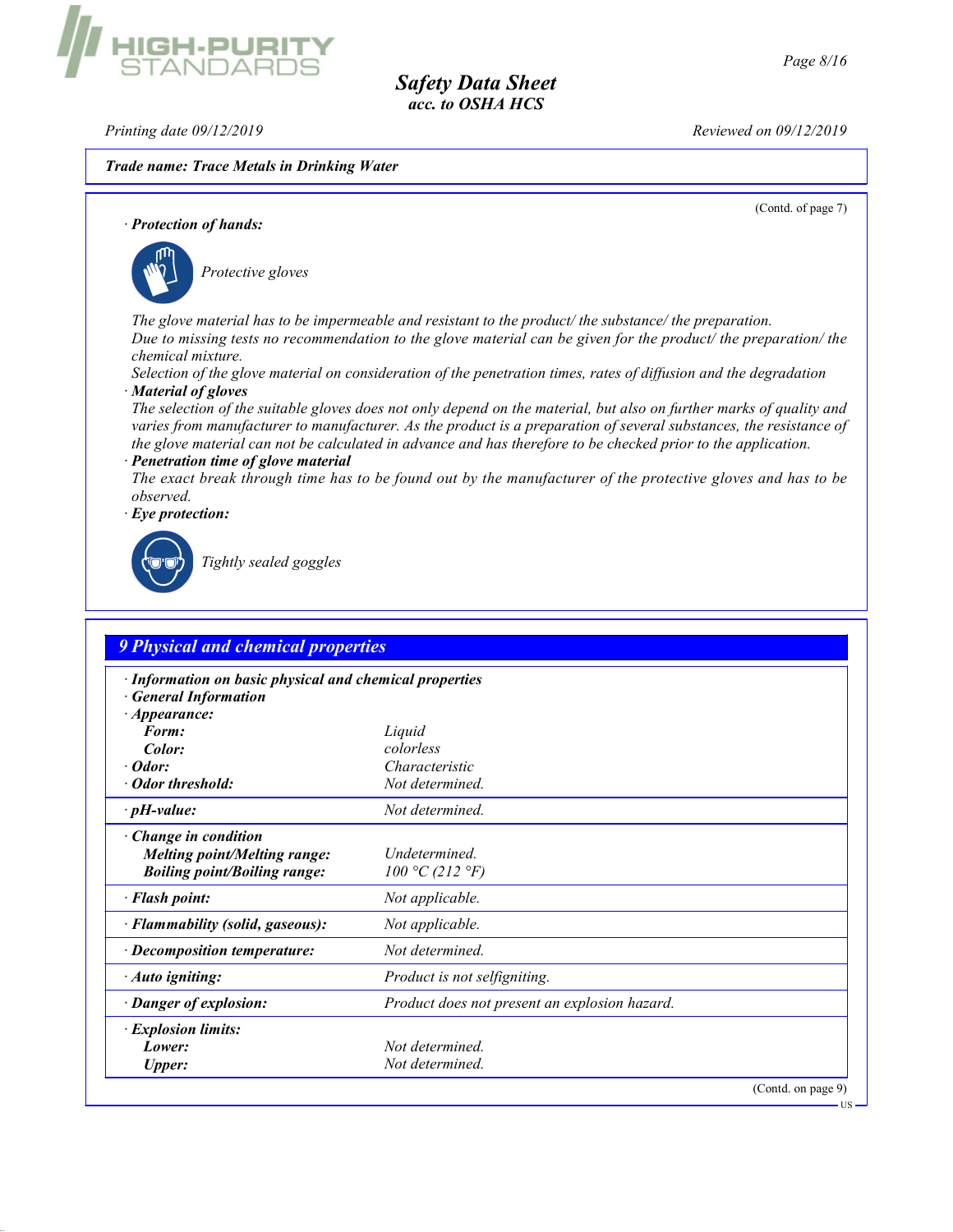**Trade name: Trace Metals in Drinking Water**

(Contd. of page 7)

· **Protection of hands:**

Protective gloves

The glove material has to be impermeable and resistant to the product/ the substance/ the preparation.
Due to missing tests no recommendation to the glove material can be given for the product/ the preparation/ the chemical mixture.
Selection of the glove material on consideration of the penetration times, rates of diffusion and the degradation

· **Material of gloves**

The selection of the suitable gloves does not only depend on the material, but also on further marks of quality and varies from manufacturer to manufacturer. As the product is a preparation of several substances, the resistance of the glove material can not be calculated in advance and has therefore to be checked prior to the application.

· **Penetration time of glove material**

The exact break through time has to be found out by the manufacturer of the protective gloves and has to be observed.

· **Eye protection:**

Tightly sealed goggles

## 9 Physical and chemical properties

· **Information on basic physical and chemical properties**
· **General Information**

| Property | Value |
|---|---|
| · **Appearance:** | |
| **Form:** | Liquid |
| **Color:** | colorless |
| · **Odor:** | Characteristic |
| · **Odor threshold:** | Not determined. |
| · **pH-value:** | Not determined. |
| · **Change in condition** | |
| **Melting point/Melting range:** | Undetermined. |
| **Boiling point/Boiling range:** | 100 °C (212 °F) |
| · **Flash point:** | Not applicable. |
| · **Flammability (solid, gaseous):** | Not applicable. |
| · **Decomposition temperature:** | Not determined. |
| · **Auto igniting:** | Product is not selfigniting. |
| · **Danger of explosion:** | Product does not present an explosion hazard. |
| · **Explosion limits:** | |
| **Lower:** | Not determined. |
| **Upper:** | Not determined. |

(Contd. on page 9)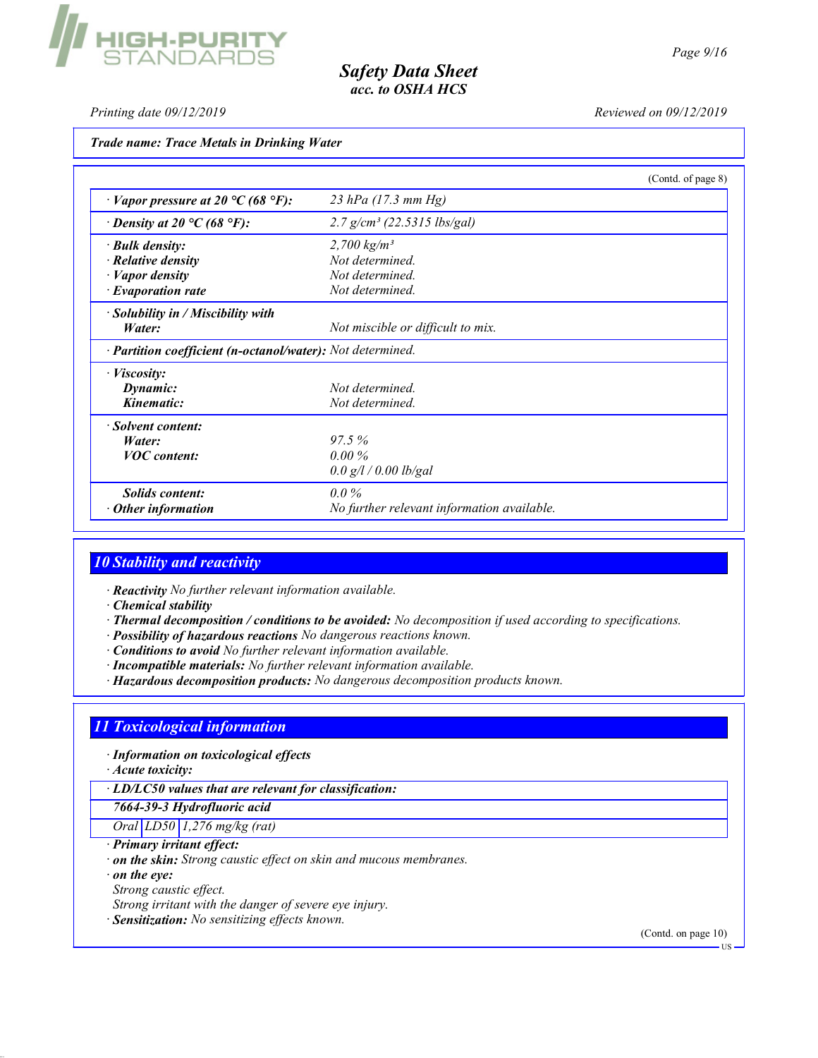**Trade name: Trace Metals in Drinking Water**

(Contd. of page 8)

| | |
|---|---|
| · **Vapor pressure at 20 °C (68 °F):** | 23 hPa (17.3 mm Hg) |
| · **Density at 20 °C (68 °F):** | 2.7 g/cm³ (22.5315 lbs/gal) |
| · **Bulk density:** | 2,700 kg/m³ |
| · **Relative density** | Not determined. |
| · **Vapor density** | Not determined. |
| · **Evaporation rate** | Not determined. |
| · **Solubility in / Miscibility with Water:** | Not miscible or difficult to mix. |
| · **Partition coefficient (n-octanol/water):** | Not determined. |
| · **Viscosity:** | |
| **Dynamic:** | Not determined. |
| **Kinematic:** | Not determined. |
| · **Solvent content:** | |
| **Water:** | 97.5 % |
| **VOC content:** | 0.00 % |
| | 0.0 g/l / 0.00 lb/gal |
| **Solids content:** | 0.0 % |
| · **Other information** | No further relevant information available. |

## 10 Stability and reactivity

· **Reactivity** No further relevant information available.
· **Chemical stability**
· **Thermal decomposition / conditions to be avoided:** No decomposition if used according to specifications.
· **Possibility of hazardous reactions** No dangerous reactions known.
· **Conditions to avoid** No further relevant information available.
· **Incompatible materials:** No further relevant information available.
· **Hazardous decomposition products:** No dangerous decomposition products known.

## 11 Toxicological information

· **Information on toxicological effects**
· **Acute toxicity:**

| · **LD/LC50 values that are relevant for classification:** | | |
|---|---|---|
| **7664-39-3 Hydrofluoric acid** | | |
| Oral | LD50 | 1,276 mg/kg (rat) |

· **Primary irritant effect:**
· **on the skin:** Strong caustic effect on skin and mucous membranes.
· **on the eye:**
Strong caustic effect.
Strong irritant with the danger of severe eye injury.
· **Sensitization:** No sensitizing effects known.

(Contd. on page 10)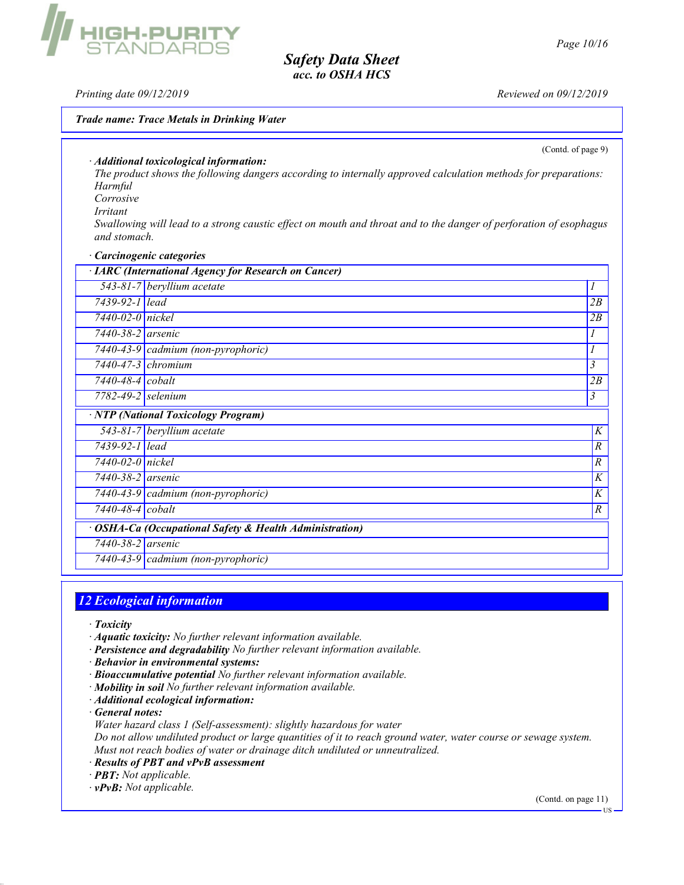**Trade name: Trace Metals in Drinking Water**

(Contd. of page 9)

· **Additional toxicological information:**

The product shows the following dangers according to internally approved calculation methods for preparations:

Harmful

Corrosive

Irritant

Swallowing will lead to a strong caustic effect on mouth and throat and to the danger of perforation of esophagus and stomach.

· **Carcinogenic categories**

| · IARC (International Agency for Research on Cancer) | | |
|---|---|---|
| 543-81-7 | beryllium acetate | 1 |
| 7439-92-1 | lead | 2B |
| 7440-02-0 | nickel | 2B |
| 7440-38-2 | arsenic | 1 |
| 7440-43-9 | cadmium (non-pyrophoric) | 1 |
| 7440-47-3 | chromium | 3 |
| 7440-48-4 | cobalt | 2B |
| 7782-49-2 | selenium | 3 |

| · NTP (National Toxicology Program) | | |
|---|---|---|
| 543-81-7 | beryllium acetate | K |
| 7439-92-1 | lead | R |
| 7440-02-0 | nickel | R |
| 7440-38-2 | arsenic | K |
| 7440-43-9 | cadmium (non-pyrophoric) | K |
| 7440-48-4 | cobalt | R |

| · OSHA-Ca (Occupational Safety & Health Administration) | |
|---|---|
| 7440-38-2 | arsenic |
| 7440-43-9 | cadmium (non-pyrophoric) |

## 12 Ecological information

· **Toxicity**
· **Aquatic toxicity:** No further relevant information available.
· **Persistence and degradability** No further relevant information available.
· **Behavior in environmental systems:**
· **Bioaccumulative potential** No further relevant information available.
· **Mobility in soil** No further relevant information available.
· **Additional ecological information:**
· **General notes:**

Water hazard class 1 (Self-assessment): slightly hazardous for water

Do not allow undiluted product or large quantities of it to reach ground water, water course or sewage system.

Must not reach bodies of water or drainage ditch undiluted or unneutralized.

· **Results of PBT and vPvB assessment**
· **PBT:** Not applicable.
· **vPvB:** Not applicable.

(Contd. on page 11)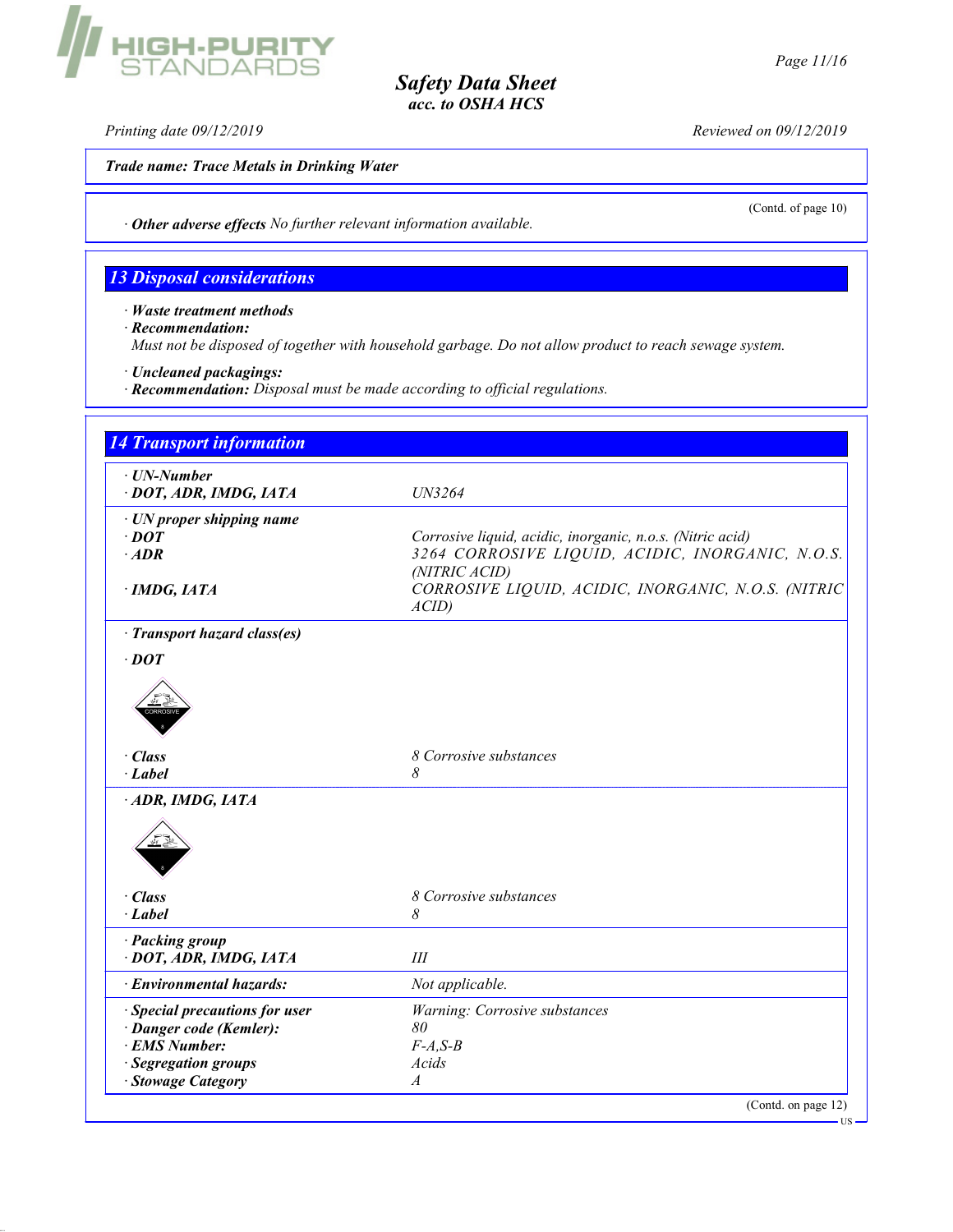**Trade name: Trace Metals in Drinking Water**

(Contd. of page 10)

· **Other adverse effects** *No further relevant information available.*

## 13 Disposal considerations

· **Waste treatment methods**
· **Recommendation:**
*Must not be disposed of together with household garbage. Do not allow product to reach sewage system.*

· **Uncleaned packagings:**
· **Recommendation:** *Disposal must be made according to official regulations.*

## 14 Transport information

| | |
|---|---|
| · **UN-Number** | |
| · **DOT, ADR, IMDG, IATA** | *UN3264* |
| · **UN proper shipping name** | |
| · **DOT** | *Corrosive liquid, acidic, inorganic, n.o.s. (Nitric acid)* |
| · **ADR** | *3264 CORROSIVE LIQUID, ACIDIC, INORGANIC, N.O.S. (NITRIC ACID)* |
| · **IMDG, IATA** | *CORROSIVE LIQUID, ACIDIC, INORGANIC, N.O.S. (NITRIC ACID)* |
| · **Transport hazard class(es)** | |
| · **DOT** | |
| · **Class** | *8 Corrosive substances* |
| · **Label** | *8* |
| · **ADR, IMDG, IATA** | |
| · **Class** | *8 Corrosive substances* |
| · **Label** | *8* |
| · **Packing group** | |
| · **DOT, ADR, IMDG, IATA** | *III* |
| · **Environmental hazards:** | *Not applicable.* |
| · **Special precautions for user** | *Warning: Corrosive substances* |
| · **Danger code (Kemler):** | *80* |
| · **EMS Number:** | *F-A,S-B* |
| · **Segregation groups** | *Acids* |
| · **Stowage Category** | *A* |

(Contd. on page 12)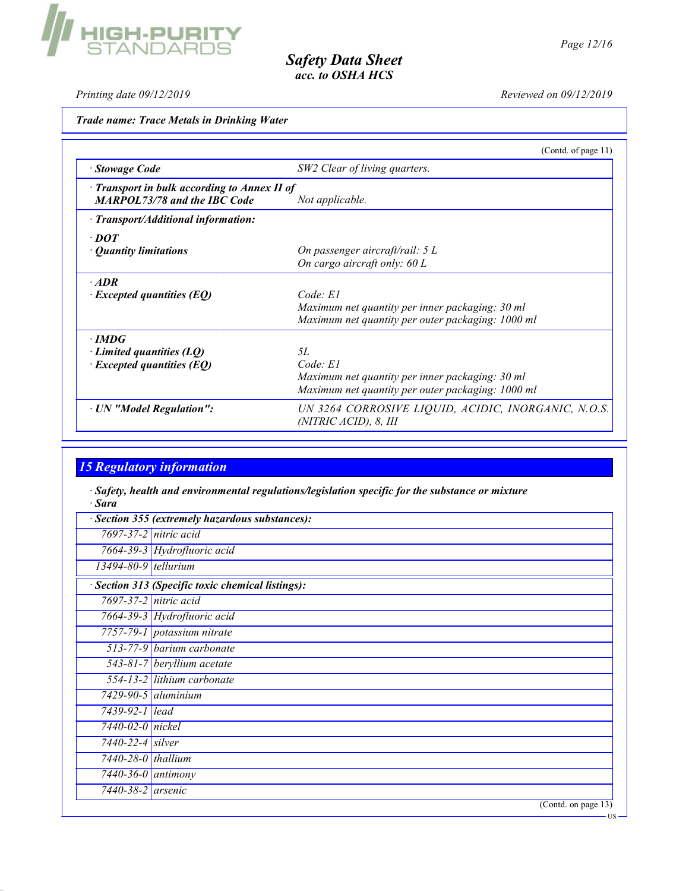**Trade name: Trace Metals in Drinking Water**

(Contd. of page 11)

| | |
|---|---|
| · **Stowage Code** | SW2 Clear of living quarters. |
| · **Transport in bulk according to Annex II of MARPOL73/78 and the IBC Code** | Not applicable. |
| · **Transport/Additional information:** | |
| · **DOT** | |
| · **Quantity limitations** | On passenger aircraft/rail: 5 L<br>On cargo aircraft only: 60 L |
| · **ADR** | |
| · **Excepted quantities (EQ)** | Code: E1<br>Maximum net quantity per inner packaging: 30 ml<br>Maximum net quantity per outer packaging: 1000 ml |
| · **IMDG** | |
| · **Limited quantities (LQ)** | 5L |
| · **Excepted quantities (EQ)** | Code: E1<br>Maximum net quantity per inner packaging: 30 ml<br>Maximum net quantity per outer packaging: 1000 ml |
| · **UN "Model Regulation":** | UN 3264 CORROSIVE LIQUID, ACIDIC, INORGANIC, N.O.S. (NITRIC ACID), 8, III |

## 15 Regulatory information

· **Safety, health and environmental regulations/legislation specific for the substance or mixture**
· **Sara**

| · **Section 355 (extremely hazardous substances):** | |
|---|---|
| 7697-37-2 | nitric acid |
| 7664-39-3 | Hydrofluoric acid |
| 13494-80-9 | tellurium |

| · **Section 313 (Specific toxic chemical listings):** | |
|---|---|
| 7697-37-2 | nitric acid |
| 7664-39-3 | Hydrofluoric acid |
| 7757-79-1 | potassium nitrate |
| 513-77-9 | barium carbonate |
| 543-81-7 | beryllium acetate |
| 554-13-2 | lithium carbonate |
| 7429-90-5 | aluminium |
| 7439-92-1 | lead |
| 7440-02-0 | nickel |
| 7440-22-4 | silver |
| 7440-28-0 | thallium |
| 7440-36-0 | antimony |
| 7440-38-2 | arsenic |

(Contd. on page 13)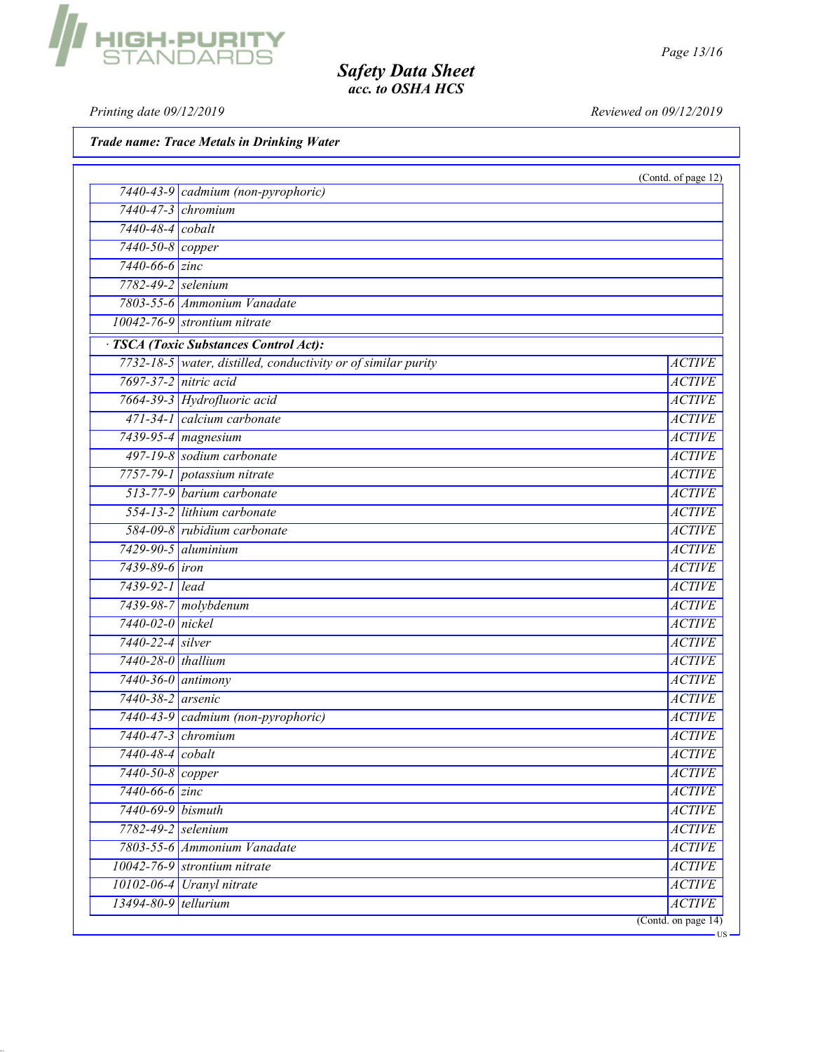**Trade name: Trace Metals in Drinking Water**

(Contd. of page 12)

| | |
|---|---|
| 7440-43-9 | cadmium (non-pyrophoric) |
| 7440-47-3 | chromium |
| 7440-48-4 | cobalt |
| 7440-50-8 | copper |
| 7440-66-6 | zinc |
| 7782-49-2 | selenium |
| 7803-55-6 | Ammonium Vanadate |
| 10042-76-9 | strontium nitrate |

· **TSCA (Toxic Substances Control Act):**

| | | |
|---|---|---|
| 7732-18-5 | water, distilled, conductivity or of similar purity | ACTIVE |
| 7697-37-2 | nitric acid | ACTIVE |
| 7664-39-3 | Hydrofluoric acid | ACTIVE |
| 471-34-1 | calcium carbonate | ACTIVE |
| 7439-95-4 | magnesium | ACTIVE |
| 497-19-8 | sodium carbonate | ACTIVE |
| 7757-79-1 | potassium nitrate | ACTIVE |
| 513-77-9 | barium carbonate | ACTIVE |
| 554-13-2 | lithium carbonate | ACTIVE |
| 584-09-8 | rubidium carbonate | ACTIVE |
| 7429-90-5 | aluminium | ACTIVE |
| 7439-89-6 | iron | ACTIVE |
| 7439-92-1 | lead | ACTIVE |
| 7439-98-7 | molybdenum | ACTIVE |
| 7440-02-0 | nickel | ACTIVE |
| 7440-22-4 | silver | ACTIVE |
| 7440-28-0 | thallium | ACTIVE |
| 7440-36-0 | antimony | ACTIVE |
| 7440-38-2 | arsenic | ACTIVE |
| 7440-43-9 | cadmium (non-pyrophoric) | ACTIVE |
| 7440-47-3 | chromium | ACTIVE |
| 7440-48-4 | cobalt | ACTIVE |
| 7440-50-8 | copper | ACTIVE |
| 7440-66-6 | zinc | ACTIVE |
| 7440-69-9 | bismuth | ACTIVE |
| 7782-49-2 | selenium | ACTIVE |
| 7803-55-6 | Ammonium Vanadate | ACTIVE |
| 10042-76-9 | strontium nitrate | ACTIVE |
| 10102-06-4 | Uranyl nitrate | ACTIVE |
| 13494-80-9 | tellurium | ACTIVE |

(Contd. on page 14)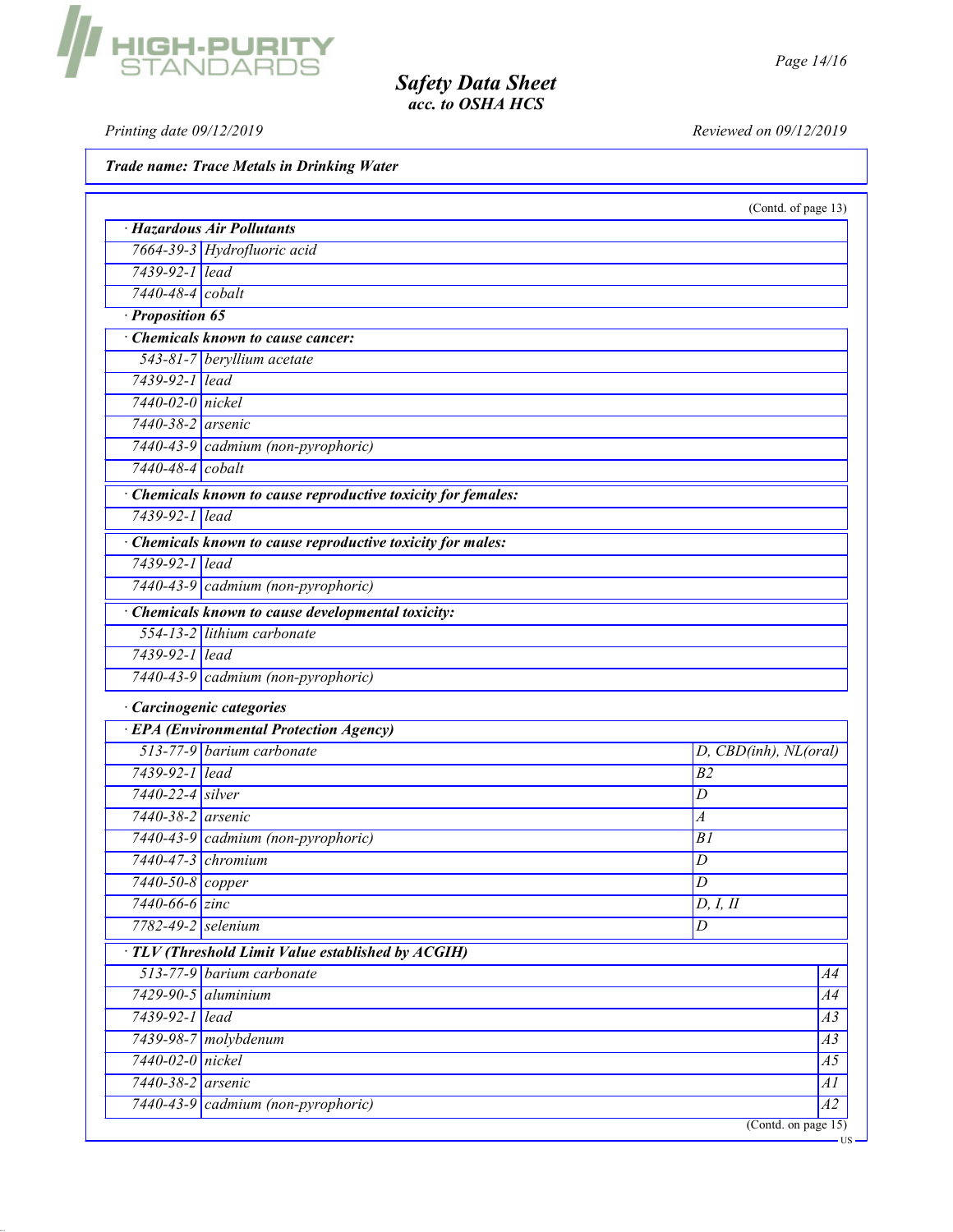*Trade name: Trace Metals in Drinking Water*

(Contd. of page 13)

· **Hazardous Air Pollutants**

| | |
|---|---|
| 7664-39-3 | Hydrofluoric acid |
| 7439-92-1 | lead |
| 7440-48-4 | cobalt |

· **Proposition 65**

· **Chemicals known to cause cancer:**

| | |
|---|---|
| 543-81-7 | beryllium acetate |
| 7439-92-1 | lead |
| 7440-02-0 | nickel |
| 7440-38-2 | arsenic |
| 7440-43-9 | cadmium (non-pyrophoric) |
| 7440-48-4 | cobalt |

· **Chemicals known to cause reproductive toxicity for females:**

| | |
|---|---|
| 7439-92-1 | lead |

· **Chemicals known to cause reproductive toxicity for males:**

| | |
|---|---|
| 7439-92-1 | lead |
| 7440-43-9 | cadmium (non-pyrophoric) |

· **Chemicals known to cause developmental toxicity:**

| | |
|---|---|
| 554-13-2 | lithium carbonate |
| 7439-92-1 | lead |
| 7440-43-9 | cadmium (non-pyrophoric) |

· **Carcinogenic categories**

· **EPA (Environmental Protection Agency)**

| | | |
|---|---|---|
| 513-77-9 | barium carbonate | D, CBD(inh), NL(oral) |
| 7439-92-1 | lead | B2 |
| 7440-22-4 | silver | D |
| 7440-38-2 | arsenic | A |
| 7440-43-9 | cadmium (non-pyrophoric) | B1 |
| 7440-47-3 | chromium | D |
| 7440-50-8 | copper | D |
| 7440-66-6 | zinc | D, I, II |
| 7782-49-2 | selenium | D |

· **TLV (Threshold Limit Value established by ACGIH)**

| | | |
|---|---|---|
| 513-77-9 | barium carbonate | A4 |
| 7429-90-5 | aluminium | A4 |
| 7439-92-1 | lead | A3 |
| 7439-98-7 | molybdenum | A3 |
| 7440-02-0 | nickel | A5 |
| 7440-38-2 | arsenic | A1 |
| 7440-43-9 | cadmium (non-pyrophoric) | A2 |

(Contd. on page 15)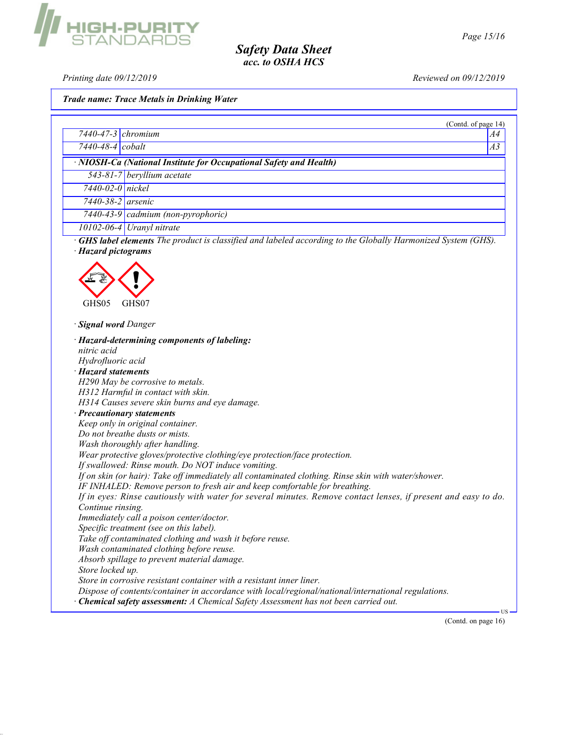**Trade name: Trace Metals in Drinking Water**

(Contd. of page 14)

| | | |
|---|---|---|
| 7440-47-3 | chromium | A4 |
| 7440-48-4 | cobalt | A3 |

**· NIOSH-Ca (National Institute for Occupational Safety and Health)**

| | |
|---|---|
| 543-81-7 | beryllium acetate |
| 7440-02-0 | nickel |
| 7440-38-2 | arsenic |
| 7440-43-9 | cadmium (non-pyrophoric) |
| 10102-06-4 | Uranyl nitrate |

· **GHS label elements** The product is classified and labeled according to the Globally Harmonized System (GHS).

· **Hazard pictograms**

GHS05 GHS07

· **Signal word** Danger

· **Hazard-determining components of labeling:**
nitric acid
Hydrofluoric acid

· **Hazard statements**
H290 May be corrosive to metals.
H312 Harmful in contact with skin.
H314 Causes severe skin burns and eye damage.

· **Precautionary statements**
Keep only in original container.
Do not breathe dusts or mists.
Wash thoroughly after handling.
Wear protective gloves/protective clothing/eye protection/face protection.
If swallowed: Rinse mouth. Do NOT induce vomiting.
If on skin (or hair): Take off immediately all contaminated clothing. Rinse skin with water/shower.
IF INHALED: Remove person to fresh air and keep comfortable for breathing.
If in eyes: Rinse cautiously with water for several minutes. Remove contact lenses, if present and easy to do. Continue rinsing.
Immediately call a poison center/doctor.
Specific treatment (see on this label).
Take off contaminated clothing and wash it before reuse.
Wash contaminated clothing before reuse.
Absorb spillage to prevent material damage.
Store locked up.
Store in corrosive resistant container with a resistant inner liner.
Dispose of contents/container in accordance with local/regional/national/international regulations.

· **Chemical safety assessment:** A Chemical Safety Assessment has not been carried out.

(Contd. on page 16)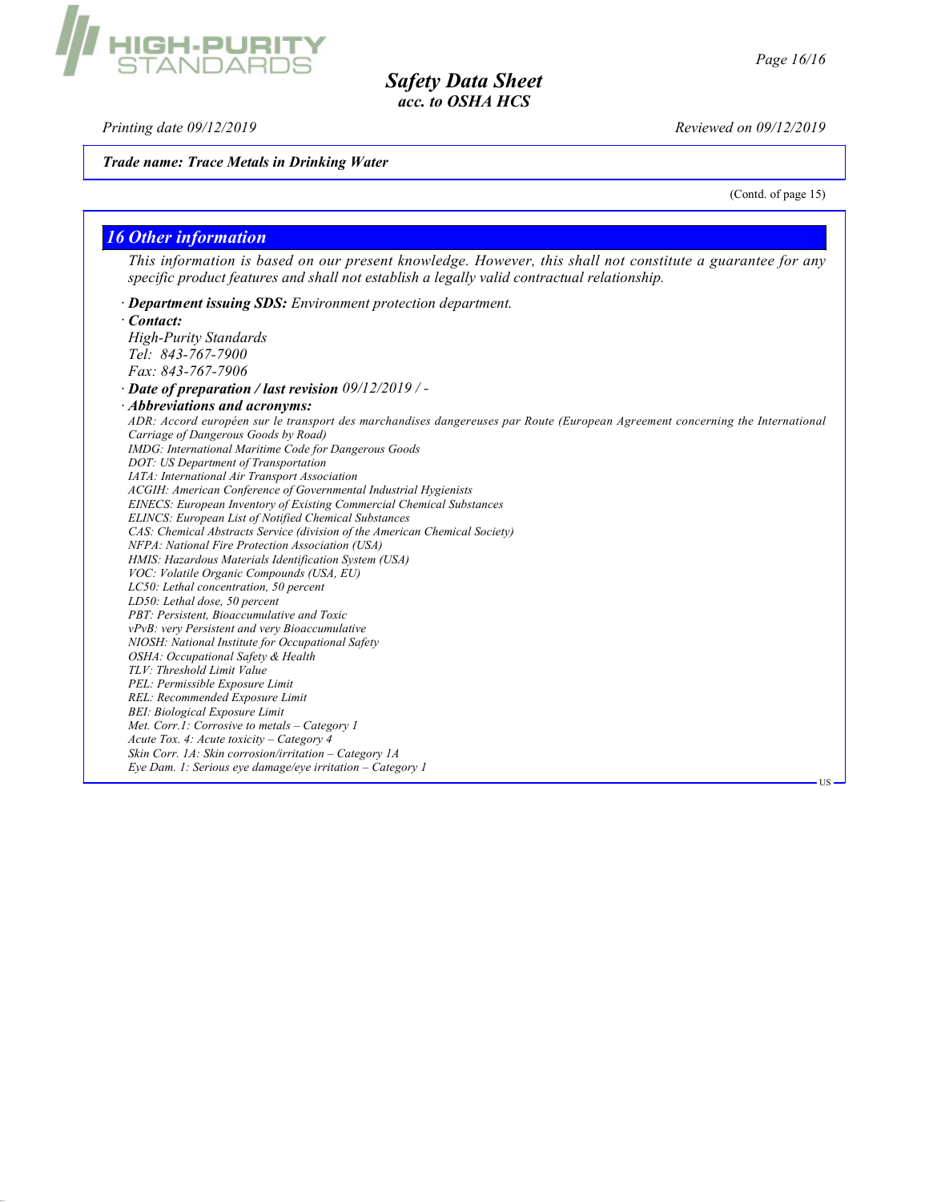*Trade name: Trace Metals in Drinking Water*

(Contd. of page 15)

## 16 Other information

*This information is based on our present knowledge. However, this shall not constitute a guarantee for any specific product features and shall not establish a legally valid contractual relationship.*

· **Department issuing SDS:** Environment protection department.

· **Contact:**
High-Purity Standards
Tel: 843-767-7900
Fax: 843-767-7906

· **Date of preparation / last revision** 09/12/2019 / -

· **Abbreviations and acronyms:**

ADR: Accord européen sur le transport des marchandises dangereuses par Route (European Agreement concerning the International Carriage of Dangerous Goods by Road)
IMDG: International Maritime Code for Dangerous Goods
DOT: US Department of Transportation
IATA: International Air Transport Association
ACGIH: American Conference of Governmental Industrial Hygienists
EINECS: European Inventory of Existing Commercial Chemical Substances
ELINCS: European List of Notified Chemical Substances
CAS: Chemical Abstracts Service (division of the American Chemical Society)
NFPA: National Fire Protection Association (USA)
HMIS: Hazardous Materials Identification System (USA)
VOC: Volatile Organic Compounds (USA, EU)
LC50: Lethal concentration, 50 percent
LD50: Lethal dose, 50 percent
PBT: Persistent, Bioaccumulative and Toxic
vPvB: very Persistent and very Bioaccumulative
NIOSH: National Institute for Occupational Safety
OSHA: Occupational Safety & Health
TLV: Threshold Limit Value
PEL: Permissible Exposure Limit
REL: Recommended Exposure Limit
BEI: Biological Exposure Limit
Met. Corr.1: Corrosive to metals – Category 1
Acute Tox. 4: Acute toxicity – Category 4
Skin Corr. 1A: Skin corrosion/irritation – Category 1A
Eye Dam. 1: Serious eye damage/eye irritation – Category 1